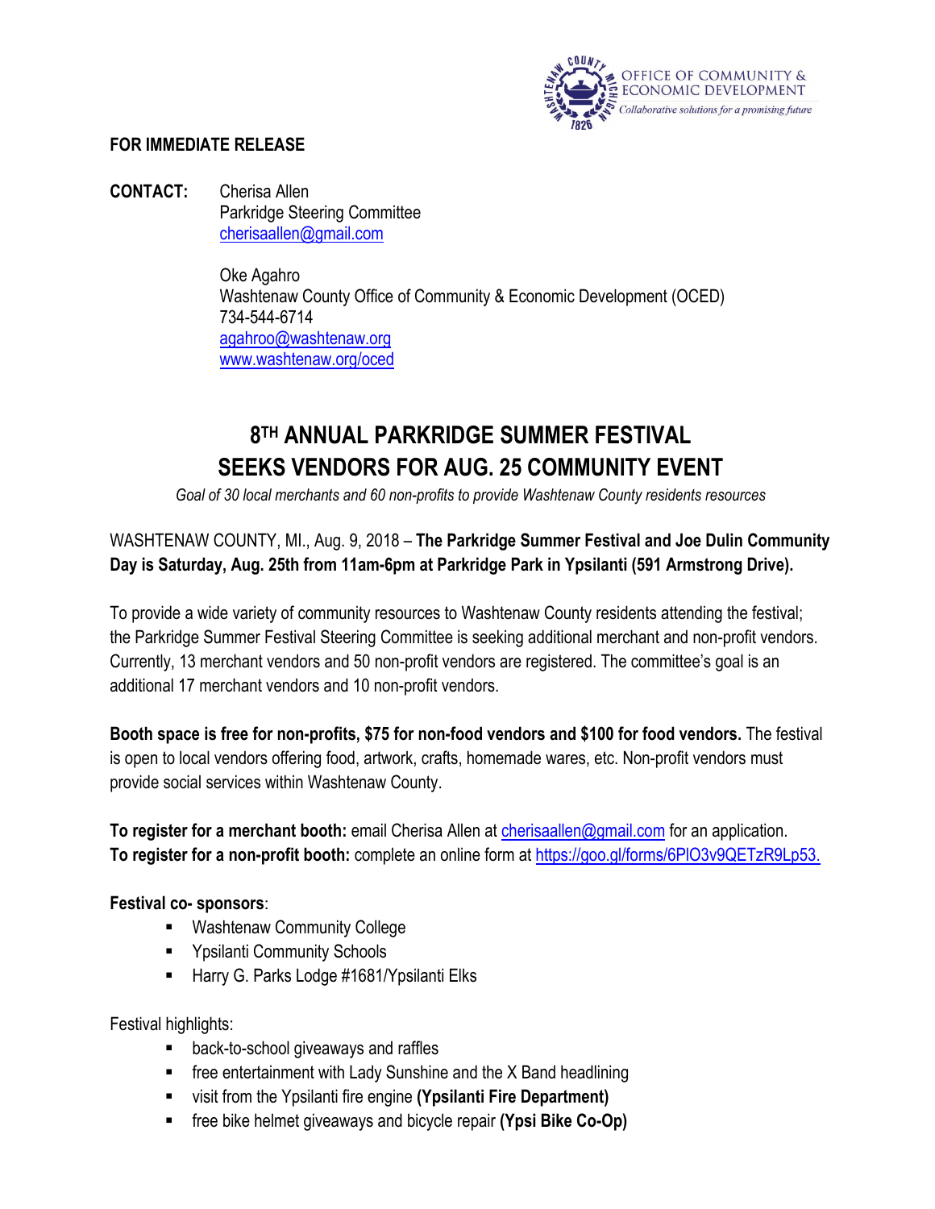OFFICE OF COMMUNITY & ECONOMIC DEVELOPMENT
*Collaborative solutions for a promising future*

**FOR IMMEDIATE RELEASE**

**CONTACT:** Cherisa Allen
Parkridge Steering Committee
cherisaallen@gmail.com

Oke Agahro
Washtenaw County Office of Community & Economic Development (OCED)
734-544-6714
agahroo@washtenaw.org
www.washtenaw.org/oced

# 8TH ANNUAL PARKRIDGE SUMMER FESTIVAL SEEKS VENDORS FOR AUG. 25 COMMUNITY EVENT

*Goal of 30 local merchants and 60 non-profits to provide Washtenaw County residents resources*

WASHTENAW COUNTY, MI., Aug. 9, 2018 – **The Parkridge Summer Festival and Joe Dulin Community Day is Saturday, Aug. 25th from 11am-6pm at Parkridge Park in Ypsilanti (591 Armstrong Drive).**

To provide a wide variety of community resources to Washtenaw County residents attending the festival; the Parkridge Summer Festival Steering Committee is seeking additional merchant and non-profit vendors. Currently, 13 merchant vendors and 50 non-profit vendors are registered. The committee's goal is an additional 17 merchant vendors and 10 non-profit vendors.

**Booth space is free for non-profits, $75 for non-food vendors and $100 for food vendors.** The festival is open to local vendors offering food, artwork, crafts, homemade wares, etc. Non-profit vendors must provide social services within Washtenaw County.

**To register for a merchant booth:** email Cherisa Allen at cherisaallen@gmail.com for an application.
**To register for a non-profit booth:** complete an online form at https://goo.gl/forms/6PlO3v9QETzR9Lp53.

**Festival co- sponsors**:

- Washtenaw Community College
- Ypsilanti Community Schools
- Harry G. Parks Lodge #1681/Ypsilanti Elks

Festival highlights:

- back-to-school giveaways and raffles
- free entertainment with Lady Sunshine and the X Band headlining
- visit from the Ypsilanti fire engine **(Ypsilanti Fire Department)**
- free bike helmet giveaways and bicycle repair **(Ypsi Bike Co-Op)**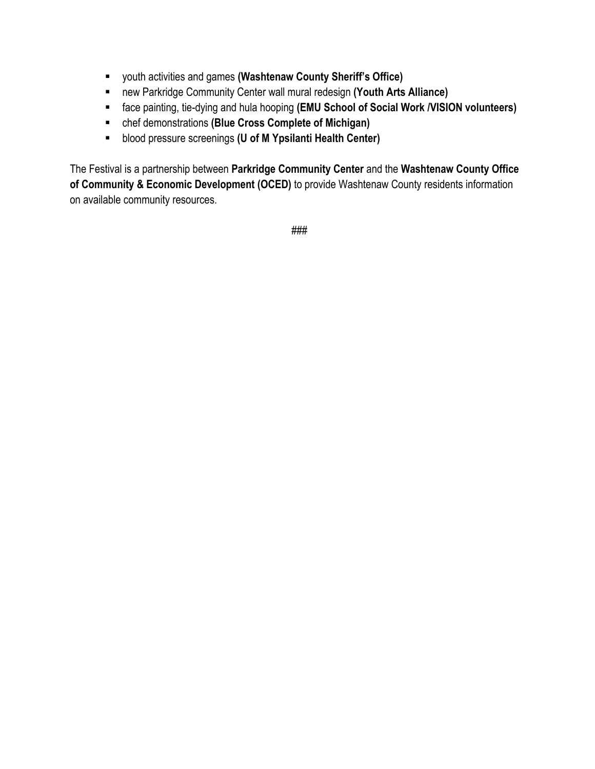- youth activities and games **(Washtenaw County Sheriff's Office)**
- new Parkridge Community Center wall mural redesign **(Youth Arts Alliance)**
- face painting, tie-dying and hula hooping **(EMU School of Social Work /VISION volunteers)**
- chef demonstrations **(Blue Cross Complete of Michigan)**
- blood pressure screenings **(U of M Ypsilanti Health Center)**

The Festival is a partnership between **Parkridge Community Center** and the **Washtenaw County Office of Community & Economic Development (OCED)** to provide Washtenaw County residents information on available community resources.

###